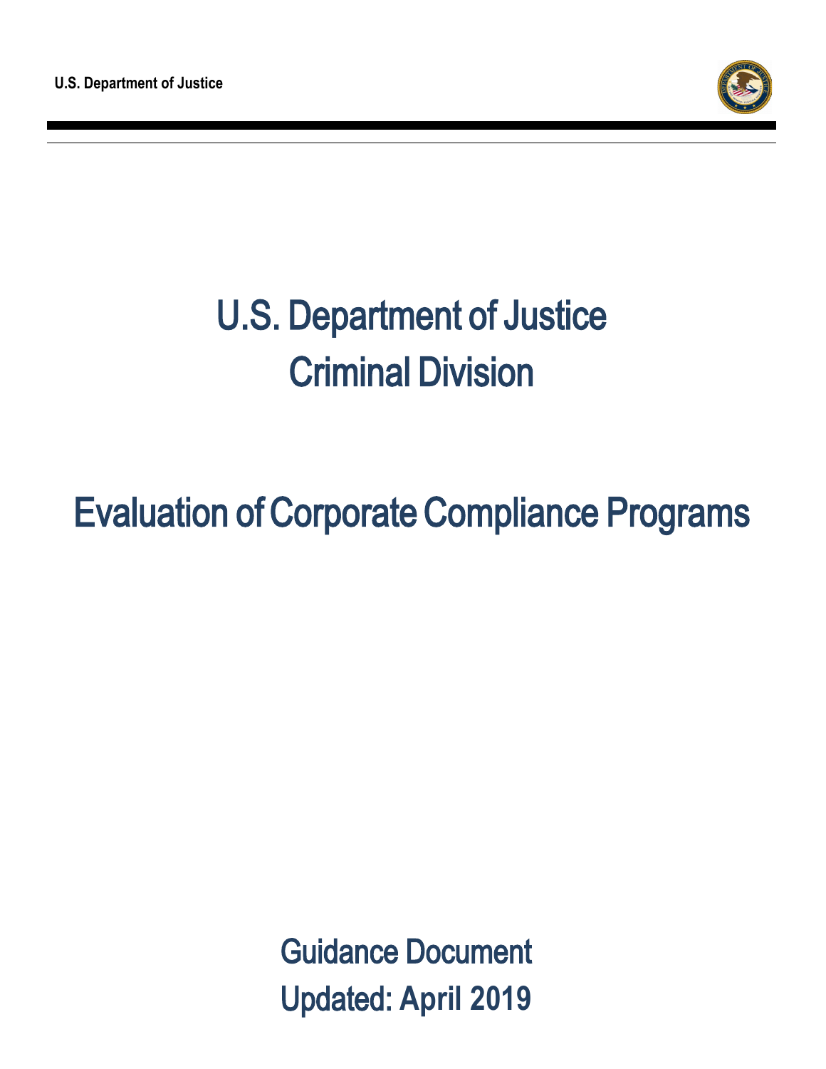U.S. Department of Justice

# U.S. Department of Justice
# Criminal Division

# Evaluation of Corporate Compliance Programs

Guidance Document

Updated: April 2019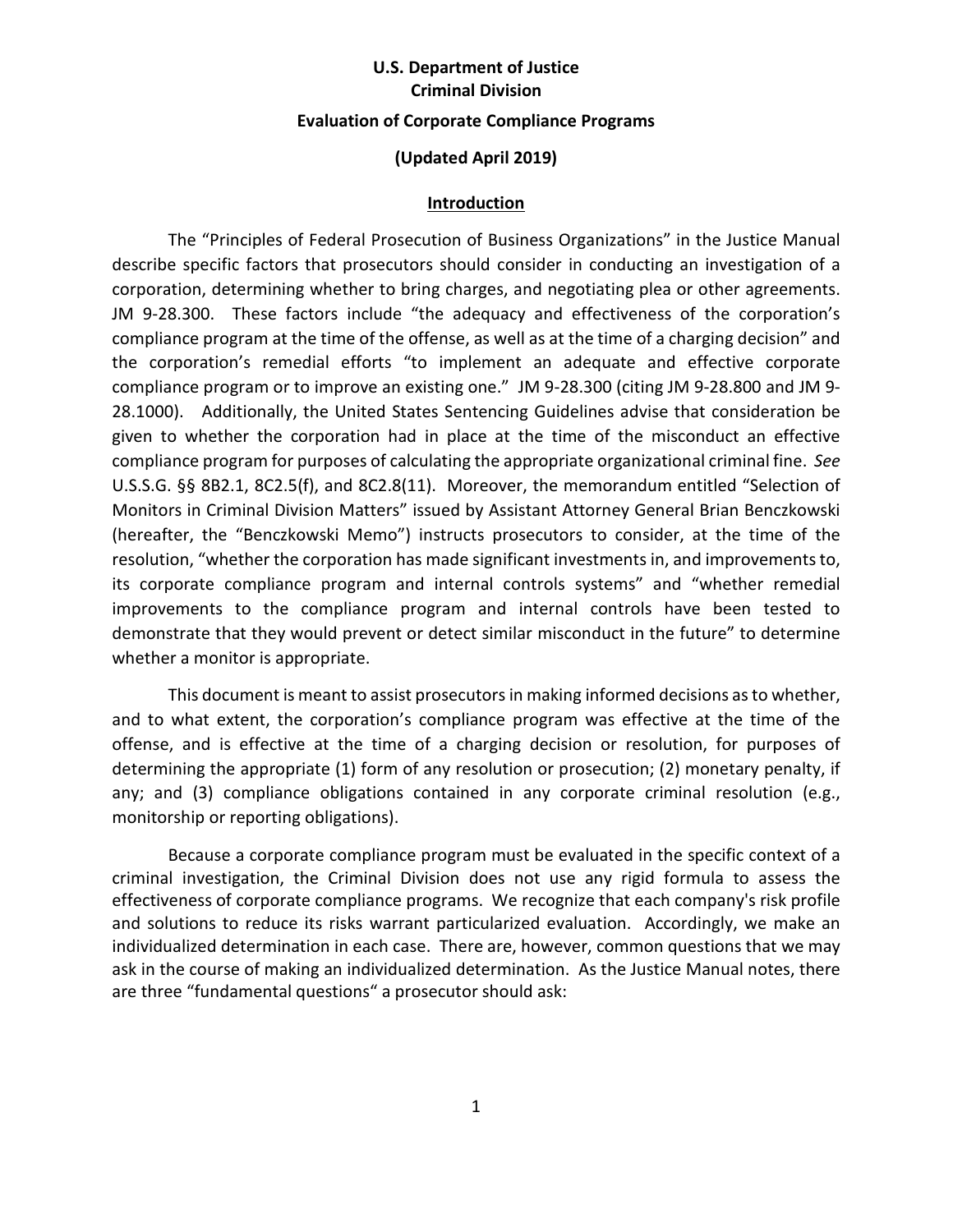**U.S. Department of Justice**
**Criminal Division**

**Evaluation of Corporate Compliance Programs**

**(Updated April 2019)**

## Introduction

The "Principles of Federal Prosecution of Business Organizations" in the Justice Manual describe specific factors that prosecutors should consider in conducting an investigation of a corporation, determining whether to bring charges, and negotiating plea or other agreements. JM 9-28.300. These factors include "the adequacy and effectiveness of the corporation's compliance program at the time of the offense, as well as at the time of a charging decision" and the corporation's remedial efforts "to implement an adequate and effective corporate compliance program or to improve an existing one." JM 9-28.300 (citing JM 9-28.800 and JM 9-28.1000). Additionally, the United States Sentencing Guidelines advise that consideration be given to whether the corporation had in place at the time of the misconduct an effective compliance program for purposes of calculating the appropriate organizational criminal fine. *See* U.S.S.G. §§ 8B2.1, 8C2.5(f), and 8C2.8(11). Moreover, the memorandum entitled "Selection of Monitors in Criminal Division Matters" issued by Assistant Attorney General Brian Benczkowski (hereafter, the "Benczkowski Memo") instructs prosecutors to consider, at the time of the resolution, "whether the corporation has made significant investments in, and improvements to, its corporate compliance program and internal controls systems" and "whether remedial improvements to the compliance program and internal controls have been tested to demonstrate that they would prevent or detect similar misconduct in the future" to determine whether a monitor is appropriate.

This document is meant to assist prosecutors in making informed decisions as to whether, and to what extent, the corporation's compliance program was effective at the time of the offense, and is effective at the time of a charging decision or resolution, for purposes of determining the appropriate (1) form of any resolution or prosecution; (2) monetary penalty, if any; and (3) compliance obligations contained in any corporate criminal resolution (e.g., monitorship or reporting obligations).

Because a corporate compliance program must be evaluated in the specific context of a criminal investigation, the Criminal Division does not use any rigid formula to assess the effectiveness of corporate compliance programs. We recognize that each company's risk profile and solutions to reduce its risks warrant particularized evaluation. Accordingly, we make an individualized determination in each case. There are, however, common questions that we may ask in the course of making an individualized determination. As the Justice Manual notes, there are three "fundamental questions" a prosecutor should ask: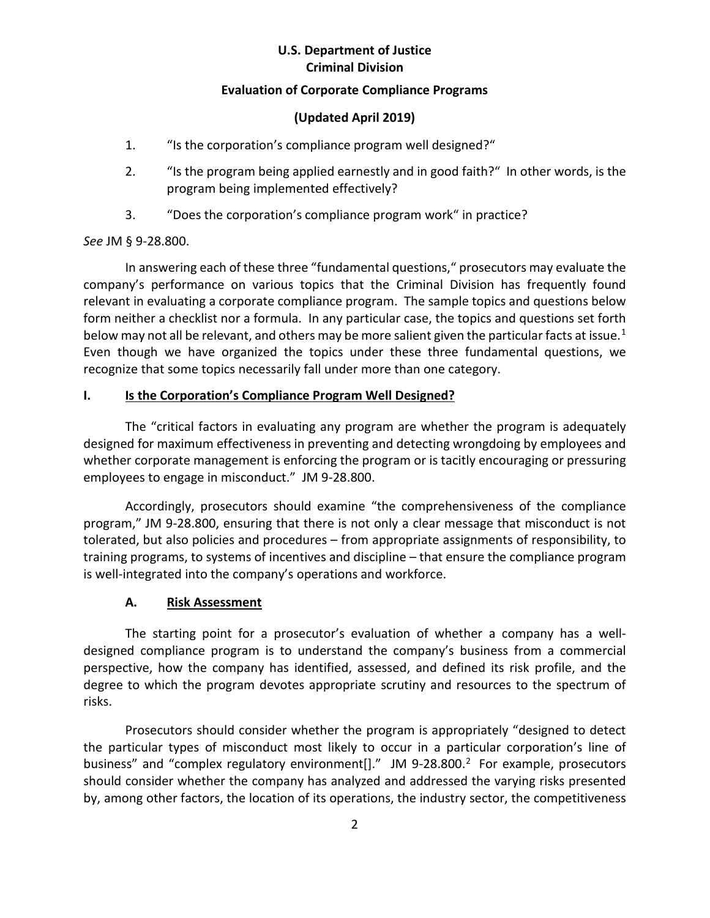**U.S. Department of Justice**
**Criminal Division**

**Evaluation of Corporate Compliance Programs**

**(Updated April 2019)**

1. "Is the corporation's compliance program well designed?"
2. "Is the program being applied earnestly and in good faith?" In other words, is the program being implemented effectively?
3. "Does the corporation's compliance program work" in practice?

*See* JM § 9-28.800.

In answering each of these three "fundamental questions," prosecutors may evaluate the company's performance on various topics that the Criminal Division has frequently found relevant in evaluating a corporate compliance program. The sample topics and questions below form neither a checklist nor a formula. In any particular case, the topics and questions set forth below may not all be relevant, and others may be more salient given the particular facts at issue.[1] Even though we have organized the topics under these three fundamental questions, we recognize that some topics necessarily fall under more than one category.

## I. Is the Corporation's Compliance Program Well Designed?

The "critical factors in evaluating any program are whether the program is adequately designed for maximum effectiveness in preventing and detecting wrongdoing by employees and whether corporate management is enforcing the program or is tacitly encouraging or pressuring employees to engage in misconduct." JM 9-28.800.

Accordingly, prosecutors should examine "the comprehensiveness of the compliance program," JM 9-28.800, ensuring that there is not only a clear message that misconduct is not tolerated, but also policies and procedures – from appropriate assignments of responsibility, to training programs, to systems of incentives and discipline – that ensure the compliance program is well-integrated into the company's operations and workforce.

### A. Risk Assessment

The starting point for a prosecutor's evaluation of whether a company has a well-designed compliance program is to understand the company's business from a commercial perspective, how the company has identified, assessed, and defined its risk profile, and the degree to which the program devotes appropriate scrutiny and resources to the spectrum of risks.

Prosecutors should consider whether the program is appropriately "designed to detect the particular types of misconduct most likely to occur in a particular corporation's line of business" and "complex regulatory environment[]." JM 9-28.800.[2] For example, prosecutors should consider whether the company has analyzed and addressed the varying risks presented by, among other factors, the location of its operations, the industry sector, the competitiveness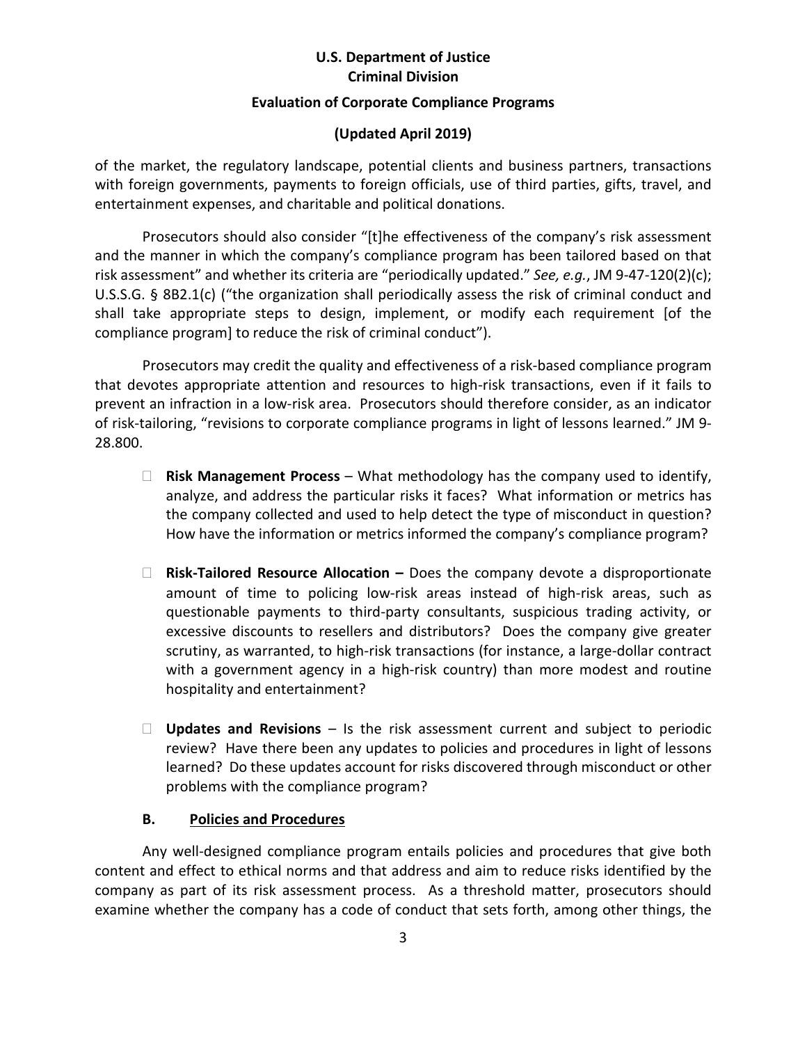of the market, the regulatory landscape, potential clients and business partners, transactions with foreign governments, payments to foreign officials, use of third parties, gifts, travel, and entertainment expenses, and charitable and political donations.

Prosecutors should also consider "[t]he effectiveness of the company's risk assessment and the manner in which the company's compliance program has been tailored based on that risk assessment" and whether its criteria are "periodically updated." *See, e.g.*, JM 9-47-120(2)(c); U.S.S.G. § 8B2.1(c) ("the organization shall periodically assess the risk of criminal conduct and shall take appropriate steps to design, implement, or modify each requirement [of the compliance program] to reduce the risk of criminal conduct").

Prosecutors may credit the quality and effectiveness of a risk-based compliance program that devotes appropriate attention and resources to high-risk transactions, even if it fails to prevent an infraction in a low-risk area. Prosecutors should therefore consider, as an indicator of risk-tailoring, "revisions to corporate compliance programs in light of lessons learned." JM 9-28.800.

- **Risk Management Process** – What methodology has the company used to identify, analyze, and address the particular risks it faces? What information or metrics has the company collected and used to help detect the type of misconduct in question? How have the information or metrics informed the company's compliance program?

- **Risk-Tailored Resource Allocation –** Does the company devote a disproportionate amount of time to policing low-risk areas instead of high-risk areas, such as questionable payments to third-party consultants, suspicious trading activity, or excessive discounts to resellers and distributors? Does the company give greater scrutiny, as warranted, to high-risk transactions (for instance, a large-dollar contract with a government agency in a high-risk country) than more modest and routine hospitality and entertainment?

- **Updates and Revisions** – Is the risk assessment current and subject to periodic review? Have there been any updates to policies and procedures in light of lessons learned? Do these updates account for risks discovered through misconduct or other problems with the compliance program?

### B. Policies and Procedures

Any well-designed compliance program entails policies and procedures that give both content and effect to ethical norms and that address and aim to reduce risks identified by the company as part of its risk assessment process. As a threshold matter, prosecutors should examine whether the company has a code of conduct that sets forth, among other things, the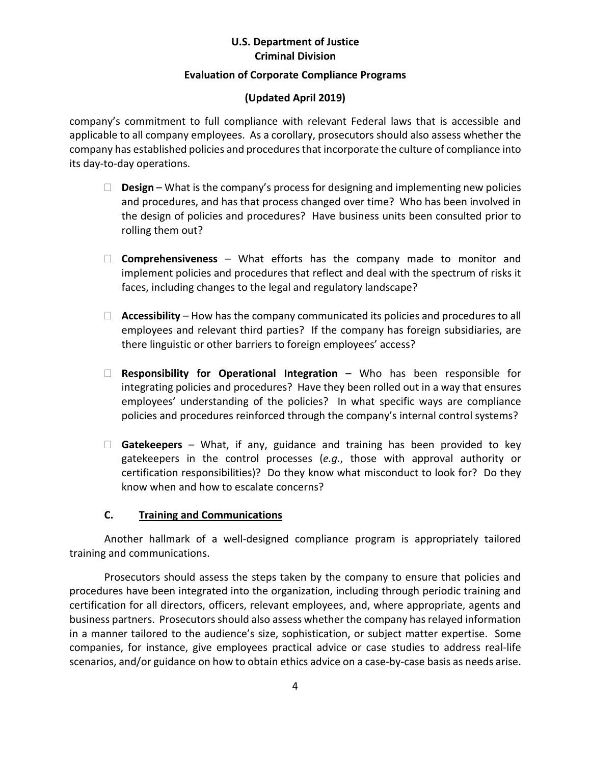company's commitment to full compliance with relevant Federal laws that is accessible and applicable to all company employees. As a corollary, prosecutors should also assess whether the company has established policies and procedures that incorporate the culture of compliance into its day-to-day operations.

- **Design** – What is the company's process for designing and implementing new policies and procedures, and has that process changed over time? Who has been involved in the design of policies and procedures? Have business units been consulted prior to rolling them out?

- **Comprehensiveness** – What efforts has the company made to monitor and implement policies and procedures that reflect and deal with the spectrum of risks it faces, including changes to the legal and regulatory landscape?

- **Accessibility** – How has the company communicated its policies and procedures to all employees and relevant third parties? If the company has foreign subsidiaries, are there linguistic or other barriers to foreign employees' access?

- **Responsibility for Operational Integration** – Who has been responsible for integrating policies and procedures? Have they been rolled out in a way that ensures employees' understanding of the policies? In what specific ways are compliance policies and procedures reinforced through the company's internal control systems?

- **Gatekeepers** – What, if any, guidance and training has been provided to key gatekeepers in the control processes (*e.g.*, those with approval authority or certification responsibilities)? Do they know what misconduct to look for? Do they know when and how to escalate concerns?

### C. Training and Communications

Another hallmark of a well-designed compliance program is appropriately tailored training and communications.

Prosecutors should assess the steps taken by the company to ensure that policies and procedures have been integrated into the organization, including through periodic training and certification for all directors, officers, relevant employees, and, where appropriate, agents and business partners. Prosecutors should also assess whether the company has relayed information in a manner tailored to the audience's size, sophistication, or subject matter expertise. Some companies, for instance, give employees practical advice or case studies to address real-life scenarios, and/or guidance on how to obtain ethics advice on a case-by-case basis as needs arise.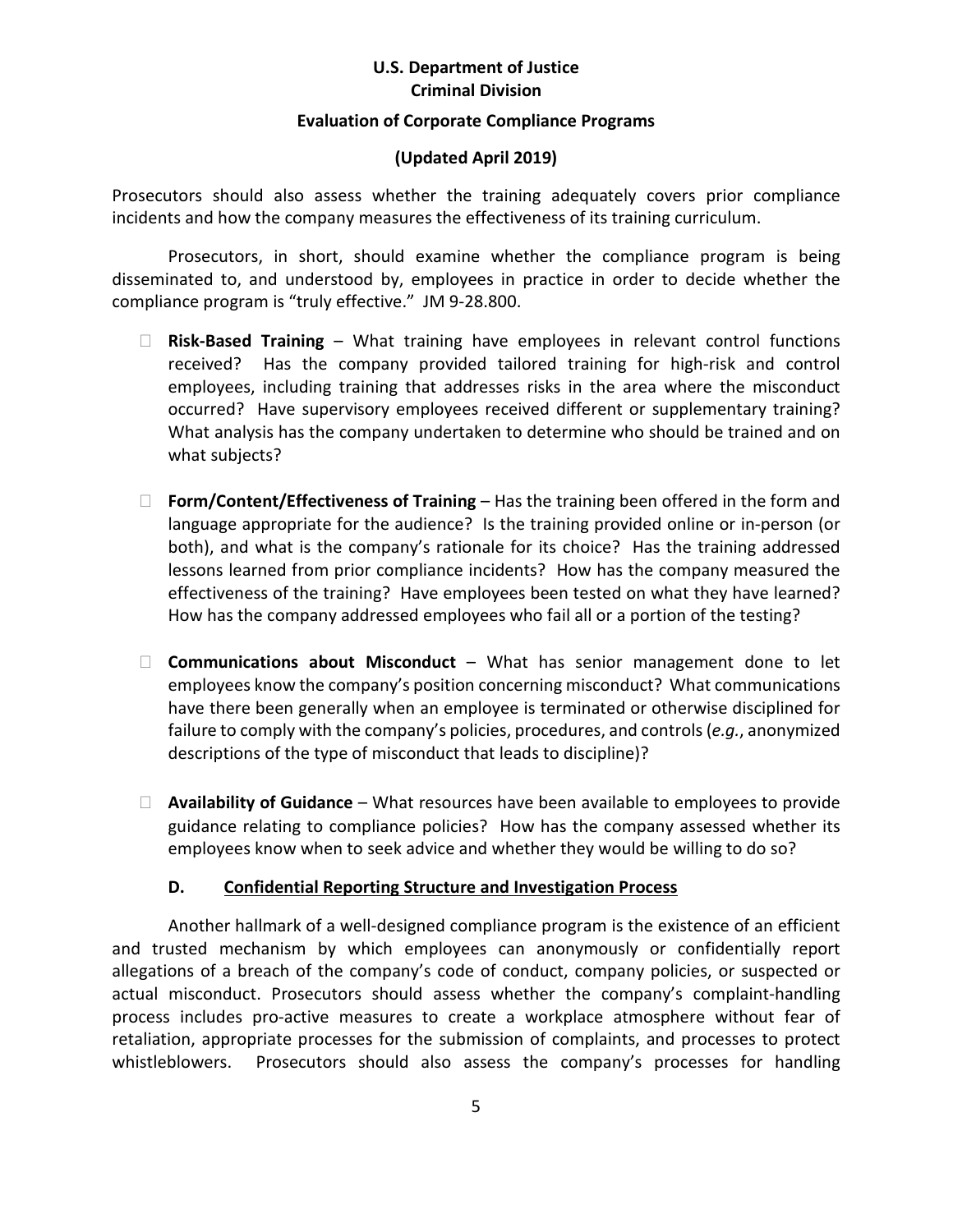Prosecutors should also assess whether the training adequately covers prior compliance incidents and how the company measures the effectiveness of its training curriculum.

Prosecutors, in short, should examine whether the compliance program is being disseminated to, and understood by, employees in practice in order to decide whether the compliance program is "truly effective." JM 9-28.800.

- **Risk-Based Training** – What training have employees in relevant control functions received? Has the company provided tailored training for high-risk and control employees, including training that addresses risks in the area where the misconduct occurred? Have supervisory employees received different or supplementary training? What analysis has the company undertaken to determine who should be trained and on what subjects?

- **Form/Content/Effectiveness of Training** – Has the training been offered in the form and language appropriate for the audience? Is the training provided online or in-person (or both), and what is the company's rationale for its choice? Has the training addressed lessons learned from prior compliance incidents? How has the company measured the effectiveness of the training? Have employees been tested on what they have learned? How has the company addressed employees who fail all or a portion of the testing?

- **Communications about Misconduct** – What has senior management done to let employees know the company's position concerning misconduct? What communications have there been generally when an employee is terminated or otherwise disciplined for failure to comply with the company's policies, procedures, and controls (*e.g.*, anonymized descriptions of the type of misconduct that leads to discipline)?

- **Availability of Guidance** – What resources have been available to employees to provide guidance relating to compliance policies? How has the company assessed whether its employees know when to seek advice and whether they would be willing to do so?

### D. Confidential Reporting Structure and Investigation Process

Another hallmark of a well-designed compliance program is the existence of an efficient and trusted mechanism by which employees can anonymously or confidentially report allegations of a breach of the company's code of conduct, company policies, or suspected or actual misconduct. Prosecutors should assess whether the company's complaint-handling process includes pro-active measures to create a workplace atmosphere without fear of retaliation, appropriate processes for the submission of complaints, and processes to protect whistleblowers. Prosecutors should also assess the company's processes for handling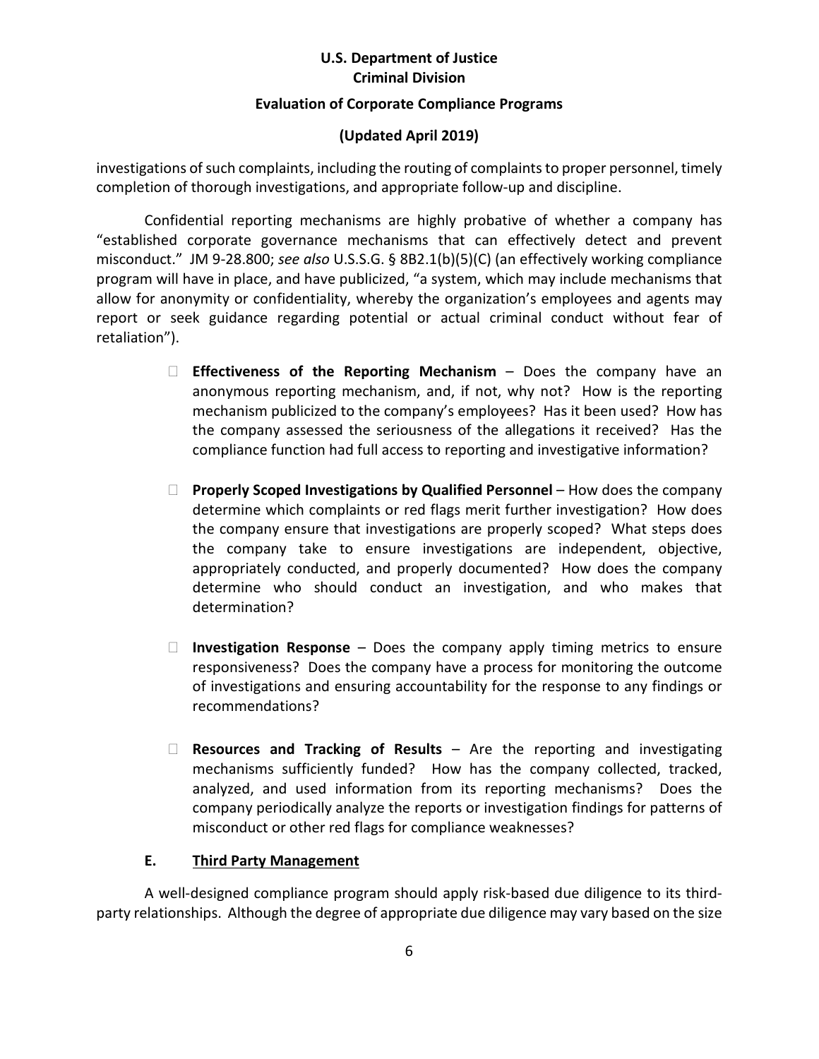investigations of such complaints, including the routing of complaints to proper personnel, timely completion of thorough investigations, and appropriate follow-up and discipline.

Confidential reporting mechanisms are highly probative of whether a company has "established corporate governance mechanisms that can effectively detect and prevent misconduct." JM 9-28.800; *see also* U.S.S.G. § 8B2.1(b)(5)(C) (an effectively working compliance program will have in place, and have publicized, "a system, which may include mechanisms that allow for anonymity or confidentiality, whereby the organization's employees and agents may report or seek guidance regarding potential or actual criminal conduct without fear of retaliation").

- **Effectiveness of the Reporting Mechanism** – Does the company have an anonymous reporting mechanism, and, if not, why not? How is the reporting mechanism publicized to the company's employees? Has it been used? How has the company assessed the seriousness of the allegations it received? Has the compliance function had full access to reporting and investigative information?

- **Properly Scoped Investigations by Qualified Personnel** – How does the company determine which complaints or red flags merit further investigation? How does the company ensure that investigations are properly scoped? What steps does the company take to ensure investigations are independent, objective, appropriately conducted, and properly documented? How does the company determine who should conduct an investigation, and who makes that determination?

- **Investigation Response** – Does the company apply timing metrics to ensure responsiveness? Does the company have a process for monitoring the outcome of investigations and ensuring accountability for the response to any findings or recommendations?

- **Resources and Tracking of Results** – Are the reporting and investigating mechanisms sufficiently funded? How has the company collected, tracked, analyzed, and used information from its reporting mechanisms? Does the company periodically analyze the reports or investigation findings for patterns of misconduct or other red flags for compliance weaknesses?

### E. Third Party Management

A well-designed compliance program should apply risk-based due diligence to its third-party relationships. Although the degree of appropriate due diligence may vary based on the size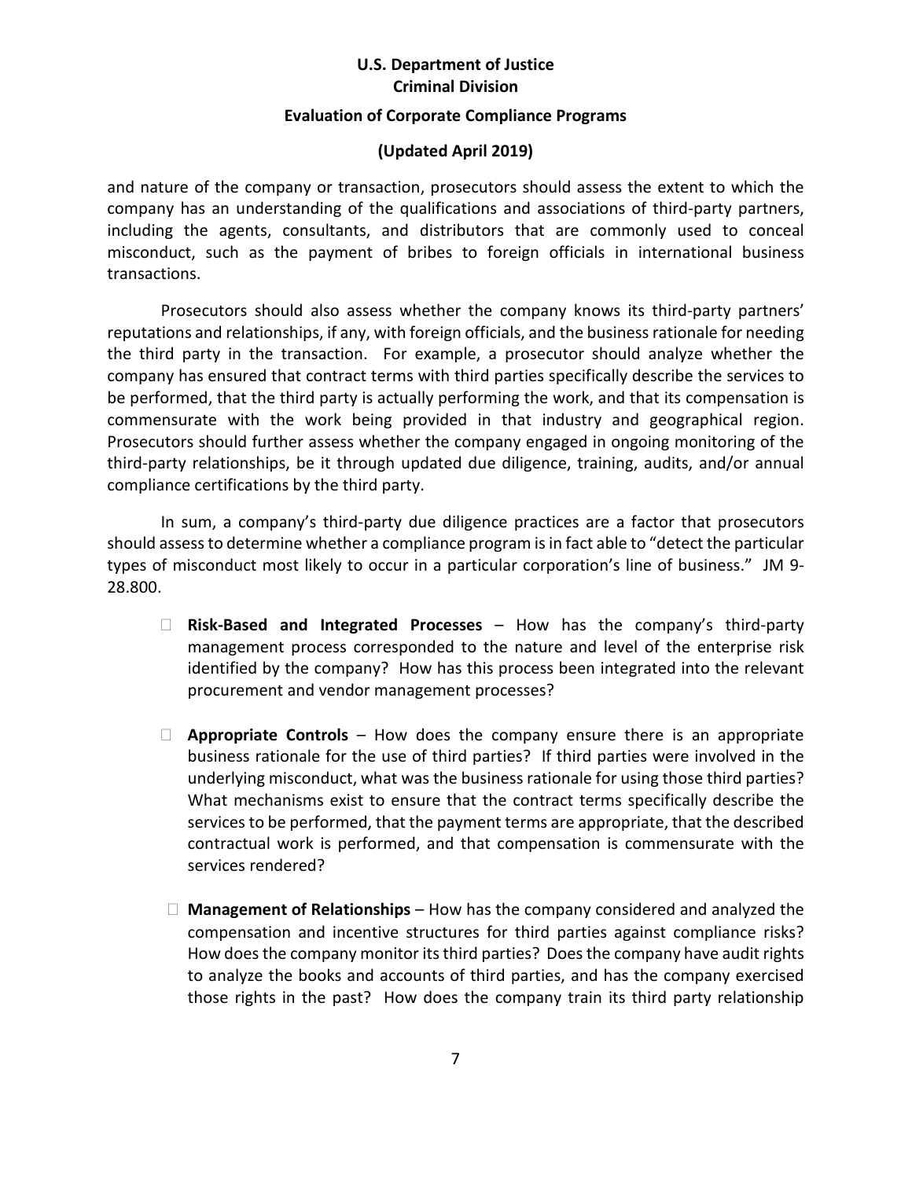and nature of the company or transaction, prosecutors should assess the extent to which the company has an understanding of the qualifications and associations of third-party partners, including the agents, consultants, and distributors that are commonly used to conceal misconduct, such as the payment of bribes to foreign officials in international business transactions.

Prosecutors should also assess whether the company knows its third-party partners' reputations and relationships, if any, with foreign officials, and the business rationale for needing the third party in the transaction. For example, a prosecutor should analyze whether the company has ensured that contract terms with third parties specifically describe the services to be performed, that the third party is actually performing the work, and that its compensation is commensurate with the work being provided in that industry and geographical region. Prosecutors should further assess whether the company engaged in ongoing monitoring of the third-party relationships, be it through updated due diligence, training, audits, and/or annual compliance certifications by the third party.

In sum, a company's third-party due diligence practices are a factor that prosecutors should assess to determine whether a compliance program is in fact able to "detect the particular types of misconduct most likely to occur in a particular corporation's line of business." JM 9-28.800.

- **Risk-Based and Integrated Processes** – How has the company's third-party management process corresponded to the nature and level of the enterprise risk identified by the company? How has this process been integrated into the relevant procurement and vendor management processes?

- **Appropriate Controls** – How does the company ensure there is an appropriate business rationale for the use of third parties? If third parties were involved in the underlying misconduct, what was the business rationale for using those third parties? What mechanisms exist to ensure that the contract terms specifically describe the services to be performed, that the payment terms are appropriate, that the described contractual work is performed, and that compensation is commensurate with the services rendered?

- **Management of Relationships** – How has the company considered and analyzed the compensation and incentive structures for third parties against compliance risks? How does the company monitor its third parties? Does the company have audit rights to analyze the books and accounts of third parties, and has the company exercised those rights in the past? How does the company train its third party relationship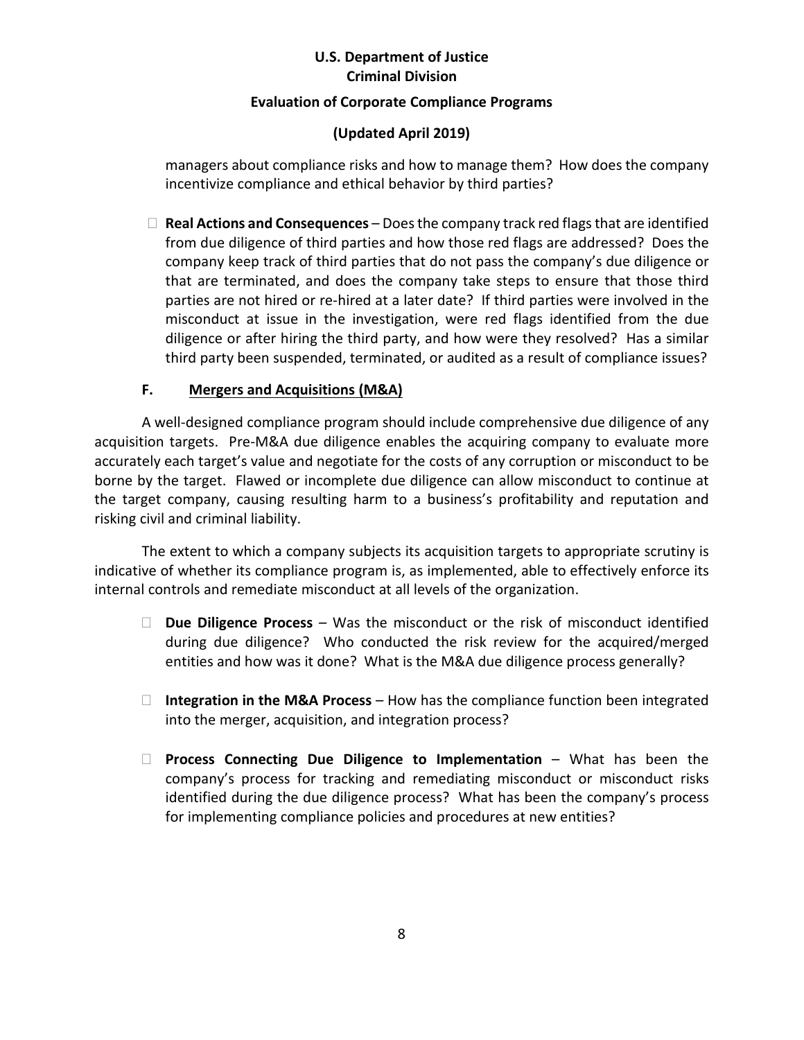managers about compliance risks and how to manage them? How does the company incentivize compliance and ethical behavior by third parties?

- **Real Actions and Consequences** – Does the company track red flags that are identified from due diligence of third parties and how those red flags are addressed? Does the company keep track of third parties that do not pass the company's due diligence or that are terminated, and does the company take steps to ensure that those third parties are not hired or re-hired at a later date? If third parties were involved in the misconduct at issue in the investigation, were red flags identified from the due diligence or after hiring the third party, and how were they resolved? Has a similar third party been suspended, terminated, or audited as a result of compliance issues?

### F. Mergers and Acquisitions (M&A)

A well-designed compliance program should include comprehensive due diligence of any acquisition targets. Pre-M&A due diligence enables the acquiring company to evaluate more accurately each target's value and negotiate for the costs of any corruption or misconduct to be borne by the target. Flawed or incomplete due diligence can allow misconduct to continue at the target company, causing resulting harm to a business's profitability and reputation and risking civil and criminal liability.

The extent to which a company subjects its acquisition targets to appropriate scrutiny is indicative of whether its compliance program is, as implemented, able to effectively enforce its internal controls and remediate misconduct at all levels of the organization.

- **Due Diligence Process** – Was the misconduct or the risk of misconduct identified during due diligence? Who conducted the risk review for the acquired/merged entities and how was it done? What is the M&A due diligence process generally?

- **Integration in the M&A Process** – How has the compliance function been integrated into the merger, acquisition, and integration process?

- **Process Connecting Due Diligence to Implementation** – What has been the company's process for tracking and remediating misconduct or misconduct risks identified during the due diligence process? What has been the company's process for implementing compliance policies and procedures at new entities?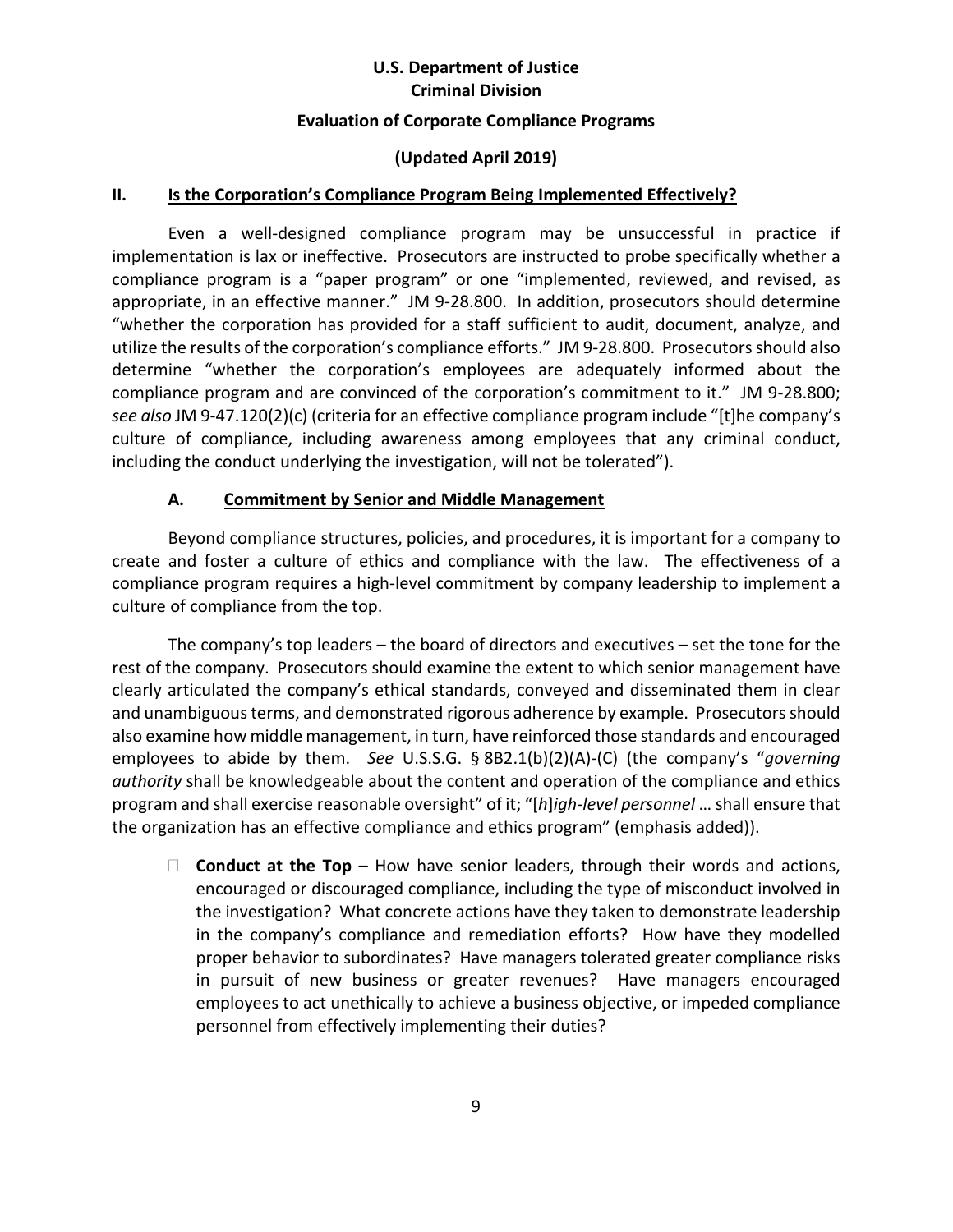**U.S. Department of Justice**
**Criminal Division**

**Evaluation of Corporate Compliance Programs**

**(Updated April 2019)**

## II. Is the Corporation's Compliance Program Being Implemented Effectively?

Even a well-designed compliance program may be unsuccessful in practice if implementation is lax or ineffective. Prosecutors are instructed to probe specifically whether a compliance program is a "paper program" or one "implemented, reviewed, and revised, as appropriate, in an effective manner." JM 9-28.800. In addition, prosecutors should determine "whether the corporation has provided for a staff sufficient to audit, document, analyze, and utilize the results of the corporation's compliance efforts." JM 9-28.800. Prosecutors should also determine "whether the corporation's employees are adequately informed about the compliance program and are convinced of the corporation's commitment to it." JM 9-28.800; *see also* JM 9-47.120(2)(c) (criteria for an effective compliance program include "[t]he company's culture of compliance, including awareness among employees that any criminal conduct, including the conduct underlying the investigation, will not be tolerated").

### A. Commitment by Senior and Middle Management

Beyond compliance structures, policies, and procedures, it is important for a company to create and foster a culture of ethics and compliance with the law. The effectiveness of a compliance program requires a high-level commitment by company leadership to implement a culture of compliance from the top.

The company's top leaders – the board of directors and executives – set the tone for the rest of the company. Prosecutors should examine the extent to which senior management have clearly articulated the company's ethical standards, conveyed and disseminated them in clear and unambiguous terms, and demonstrated rigorous adherence by example. Prosecutors should also examine how middle management, in turn, have reinforced those standards and encouraged employees to abide by them. *See* U.S.S.G. § 8B2.1(b)(2)(A)-(C) (the company's "*governing authority* shall be knowledgeable about the content and operation of the compliance and ethics program and shall exercise reasonable oversight" of it; "[*h*]*igh-level personnel* … shall ensure that the organization has an effective compliance and ethics program" (emphasis added)).

- **Conduct at the Top** – How have senior leaders, through their words and actions, encouraged or discouraged compliance, including the type of misconduct involved in the investigation? What concrete actions have they taken to demonstrate leadership in the company's compliance and remediation efforts? How have they modelled proper behavior to subordinates? Have managers tolerated greater compliance risks in pursuit of new business or greater revenues? Have managers encouraged employees to act unethically to achieve a business objective, or impeded compliance personnel from effectively implementing their duties?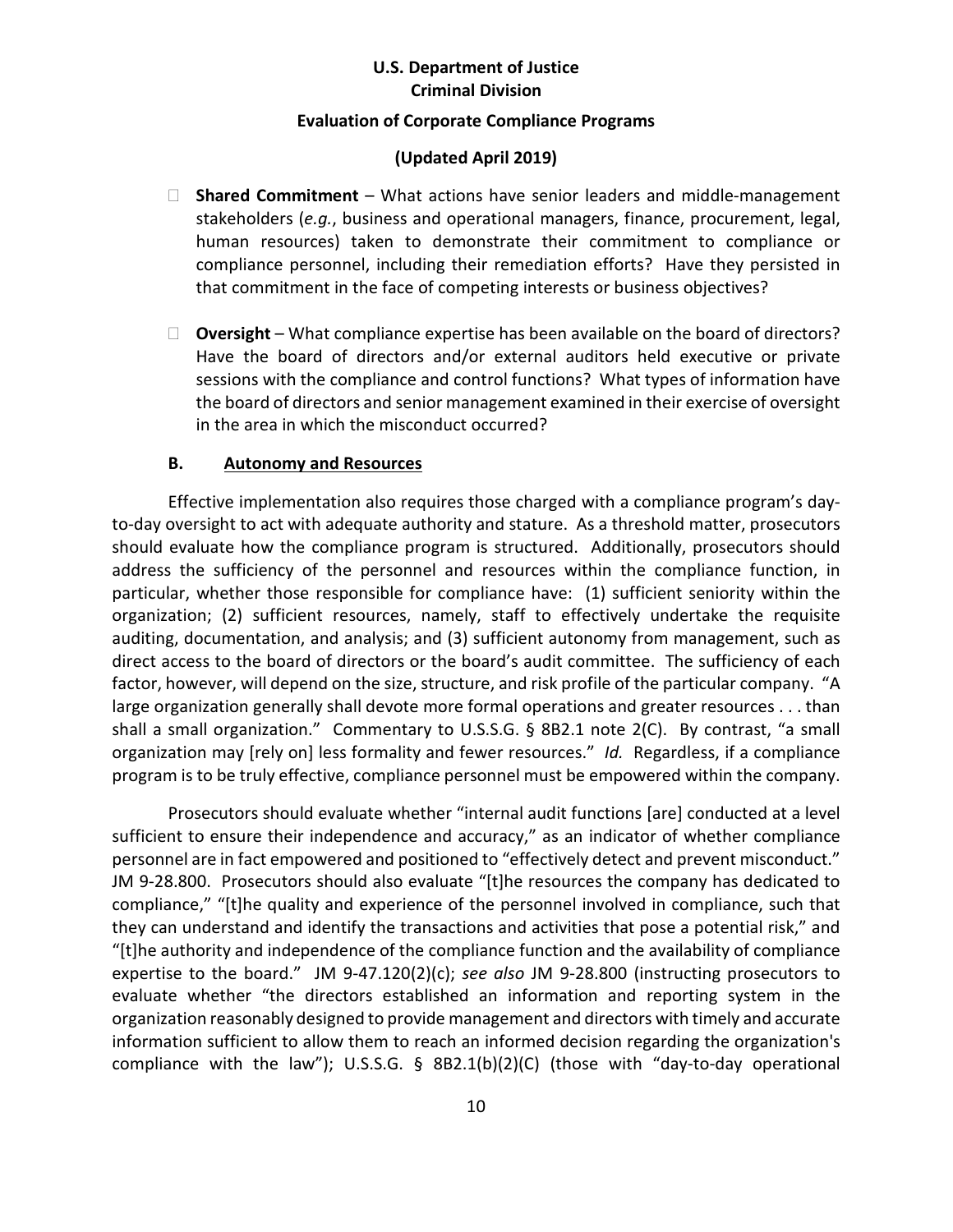- **Shared Commitment** – What actions have senior leaders and middle-management stakeholders (*e.g.*, business and operational managers, finance, procurement, legal, human resources) taken to demonstrate their commitment to compliance or compliance personnel, including their remediation efforts? Have they persisted in that commitment in the face of competing interests or business objectives?

- **Oversight** – What compliance expertise has been available on the board of directors? Have the board of directors and/or external auditors held executive or private sessions with the compliance and control functions? What types of information have the board of directors and senior management examined in their exercise of oversight in the area in which the misconduct occurred?

### B. Autonomy and Resources

Effective implementation also requires those charged with a compliance program's day-to-day oversight to act with adequate authority and stature. As a threshold matter, prosecutors should evaluate how the compliance program is structured. Additionally, prosecutors should address the sufficiency of the personnel and resources within the compliance function, in particular, whether those responsible for compliance have: (1) sufficient seniority within the organization; (2) sufficient resources, namely, staff to effectively undertake the requisite auditing, documentation, and analysis; and (3) sufficient autonomy from management, such as direct access to the board of directors or the board's audit committee. The sufficiency of each factor, however, will depend on the size, structure, and risk profile of the particular company. "A large organization generally shall devote more formal operations and greater resources . . . than shall a small organization." Commentary to U.S.S.G. § 8B2.1 note 2(C). By contrast, "a small organization may [rely on] less formality and fewer resources." *Id.* Regardless, if a compliance program is to be truly effective, compliance personnel must be empowered within the company.

Prosecutors should evaluate whether "internal audit functions [are] conducted at a level sufficient to ensure their independence and accuracy," as an indicator of whether compliance personnel are in fact empowered and positioned to "effectively detect and prevent misconduct." JM 9-28.800. Prosecutors should also evaluate "[t]he resources the company has dedicated to compliance," "[t]he quality and experience of the personnel involved in compliance, such that they can understand and identify the transactions and activities that pose a potential risk," and "[t]he authority and independence of the compliance function and the availability of compliance expertise to the board." JM 9-47.120(2)(c); *see also* JM 9-28.800 (instructing prosecutors to evaluate whether "the directors established an information and reporting system in the organization reasonably designed to provide management and directors with timely and accurate information sufficient to allow them to reach an informed decision regarding the organization's compliance with the law"); U.S.S.G. § 8B2.1(b)(2)(C) (those with "day-to-day operational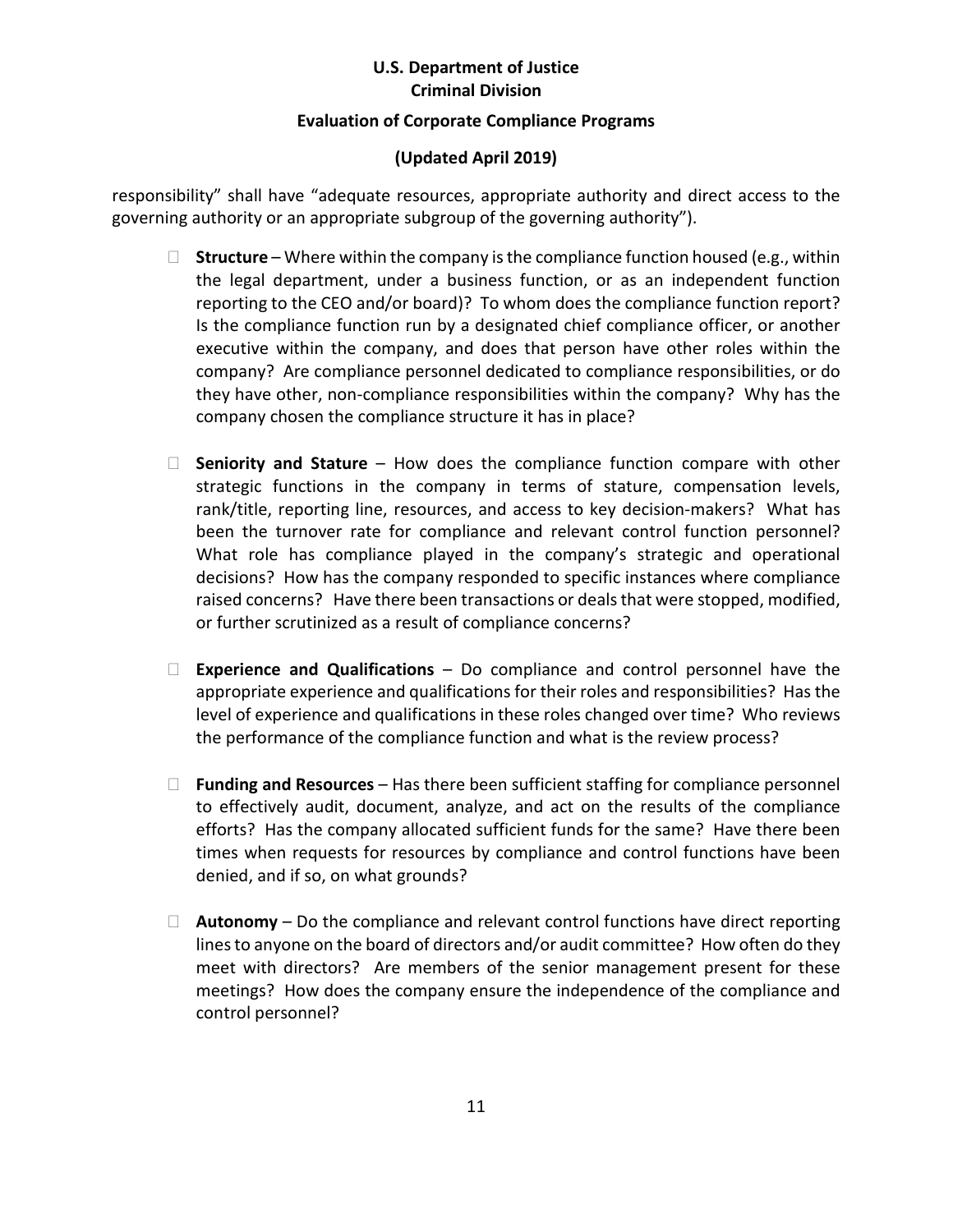responsibility" shall have "adequate resources, appropriate authority and direct access to the governing authority or an appropriate subgroup of the governing authority").

- **Structure** – Where within the company is the compliance function housed (e.g., within the legal department, under a business function, or as an independent function reporting to the CEO and/or board)? To whom does the compliance function report? Is the compliance function run by a designated chief compliance officer, or another executive within the company, and does that person have other roles within the company? Are compliance personnel dedicated to compliance responsibilities, or do they have other, non-compliance responsibilities within the company? Why has the company chosen the compliance structure it has in place?

- **Seniority and Stature** – How does the compliance function compare with other strategic functions in the company in terms of stature, compensation levels, rank/title, reporting line, resources, and access to key decision-makers? What has been the turnover rate for compliance and relevant control function personnel? What role has compliance played in the company's strategic and operational decisions? How has the company responded to specific instances where compliance raised concerns? Have there been transactions or deals that were stopped, modified, or further scrutinized as a result of compliance concerns?

- **Experience and Qualifications** – Do compliance and control personnel have the appropriate experience and qualifications for their roles and responsibilities? Has the level of experience and qualifications in these roles changed over time? Who reviews the performance of the compliance function and what is the review process?

- **Funding and Resources** – Has there been sufficient staffing for compliance personnel to effectively audit, document, analyze, and act on the results of the compliance efforts? Has the company allocated sufficient funds for the same? Have there been times when requests for resources by compliance and control functions have been denied, and if so, on what grounds?

- **Autonomy** – Do the compliance and relevant control functions have direct reporting lines to anyone on the board of directors and/or audit committee? How often do they meet with directors? Are members of the senior management present for these meetings? How does the company ensure the independence of the compliance and control personnel?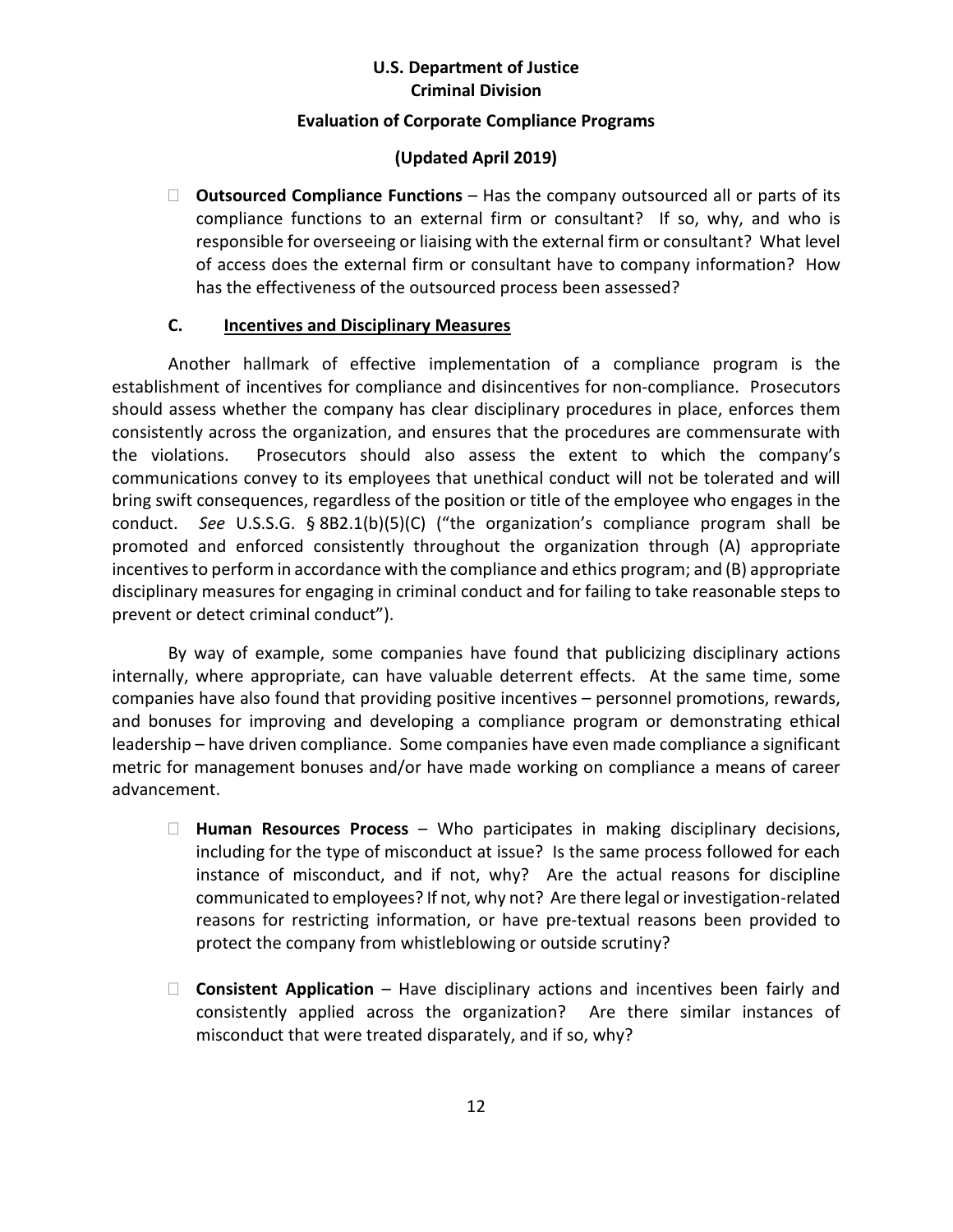- **Outsourced Compliance Functions** – Has the company outsourced all or parts of its compliance functions to an external firm or consultant? If so, why, and who is responsible for overseeing or liaising with the external firm or consultant? What level of access does the external firm or consultant have to company information? How has the effectiveness of the outsourced process been assessed?

### C. Incentives and Disciplinary Measures

Another hallmark of effective implementation of a compliance program is the establishment of incentives for compliance and disincentives for non-compliance. Prosecutors should assess whether the company has clear disciplinary procedures in place, enforces them consistently across the organization, and ensures that the procedures are commensurate with the violations. Prosecutors should also assess the extent to which the company's communications convey to its employees that unethical conduct will not be tolerated and will bring swift consequences, regardless of the position or title of the employee who engages in the conduct. *See* U.S.S.G. § 8B2.1(b)(5)(C) ("the organization's compliance program shall be promoted and enforced consistently throughout the organization through (A) appropriate incentives to perform in accordance with the compliance and ethics program; and (B) appropriate disciplinary measures for engaging in criminal conduct and for failing to take reasonable steps to prevent or detect criminal conduct").

By way of example, some companies have found that publicizing disciplinary actions internally, where appropriate, can have valuable deterrent effects. At the same time, some companies have also found that providing positive incentives – personnel promotions, rewards, and bonuses for improving and developing a compliance program or demonstrating ethical leadership – have driven compliance. Some companies have even made compliance a significant metric for management bonuses and/or have made working on compliance a means of career advancement.

- **Human Resources Process** – Who participates in making disciplinary decisions, including for the type of misconduct at issue? Is the same process followed for each instance of misconduct, and if not, why? Are the actual reasons for discipline communicated to employees? If not, why not? Are there legal or investigation-related reasons for restricting information, or have pre-textual reasons been provided to protect the company from whistleblowing or outside scrutiny?

- **Consistent Application** – Have disciplinary actions and incentives been fairly and consistently applied across the organization? Are there similar instances of misconduct that were treated disparately, and if so, why?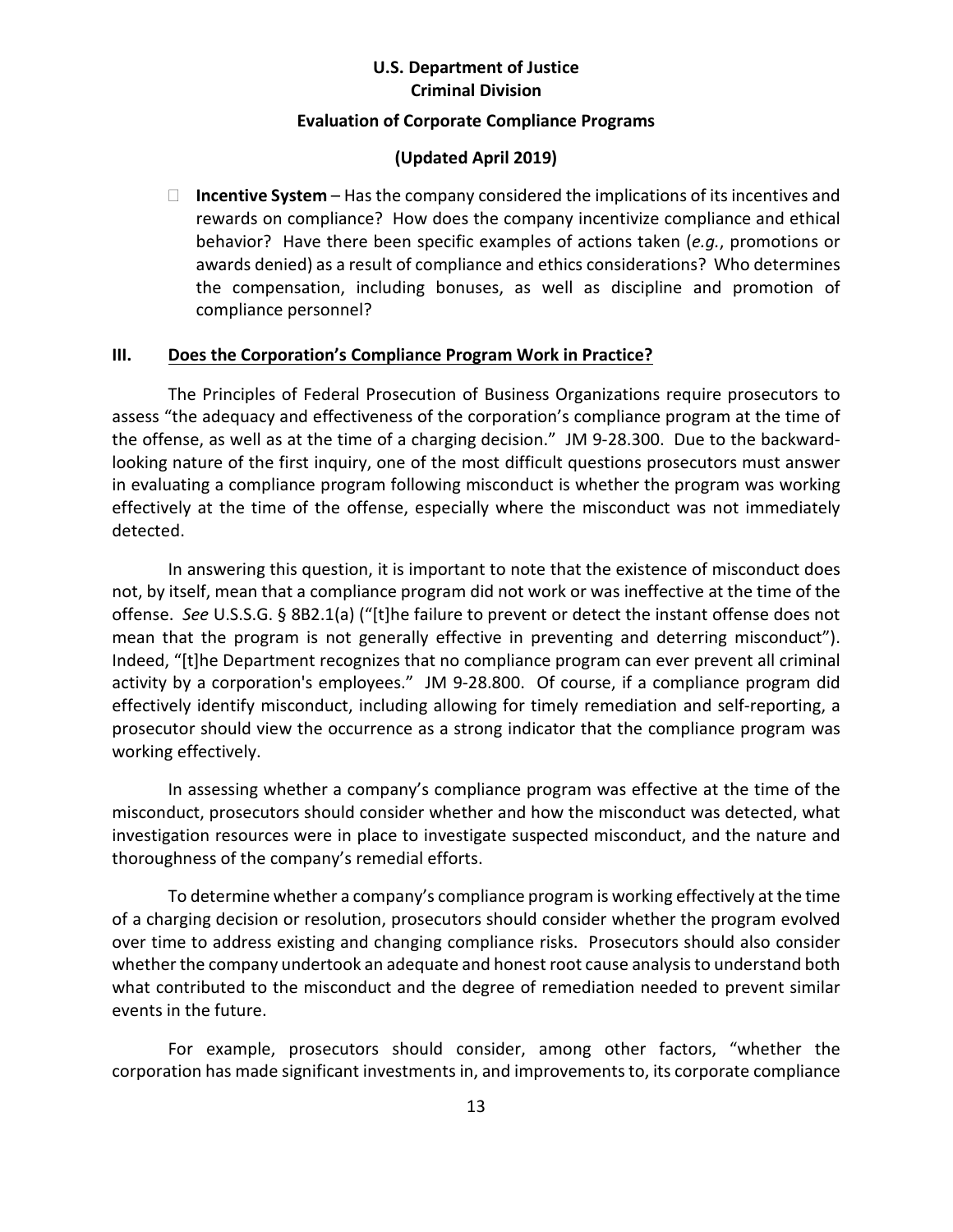- **Incentive System** – Has the company considered the implications of its incentives and rewards on compliance? How does the company incentivize compliance and ethical behavior? Have there been specific examples of actions taken (*e.g.*, promotions or awards denied) as a result of compliance and ethics considerations? Who determines the compensation, including bonuses, as well as discipline and promotion of compliance personnel?

## III. Does the Corporation's Compliance Program Work in Practice?

The Principles of Federal Prosecution of Business Organizations require prosecutors to assess "the adequacy and effectiveness of the corporation's compliance program at the time of the offense, as well as at the time of a charging decision." JM 9-28.300. Due to the backward-looking nature of the first inquiry, one of the most difficult questions prosecutors must answer in evaluating a compliance program following misconduct is whether the program was working effectively at the time of the offense, especially where the misconduct was not immediately detected.

In answering this question, it is important to note that the existence of misconduct does not, by itself, mean that a compliance program did not work or was ineffective at the time of the offense. *See* U.S.S.G. § 8B2.1(a) ("[t]he failure to prevent or detect the instant offense does not mean that the program is not generally effective in preventing and deterring misconduct"). Indeed, "[t]he Department recognizes that no compliance program can ever prevent all criminal activity by a corporation's employees." JM 9-28.800. Of course, if a compliance program did effectively identify misconduct, including allowing for timely remediation and self-reporting, a prosecutor should view the occurrence as a strong indicator that the compliance program was working effectively.

In assessing whether a company's compliance program was effective at the time of the misconduct, prosecutors should consider whether and how the misconduct was detected, what investigation resources were in place to investigate suspected misconduct, and the nature and thoroughness of the company's remedial efforts.

To determine whether a company's compliance program is working effectively at the time of a charging decision or resolution, prosecutors should consider whether the program evolved over time to address existing and changing compliance risks. Prosecutors should also consider whether the company undertook an adequate and honest root cause analysis to understand both what contributed to the misconduct and the degree of remediation needed to prevent similar events in the future.

For example, prosecutors should consider, among other factors, "whether the corporation has made significant investments in, and improvements to, its corporate compliance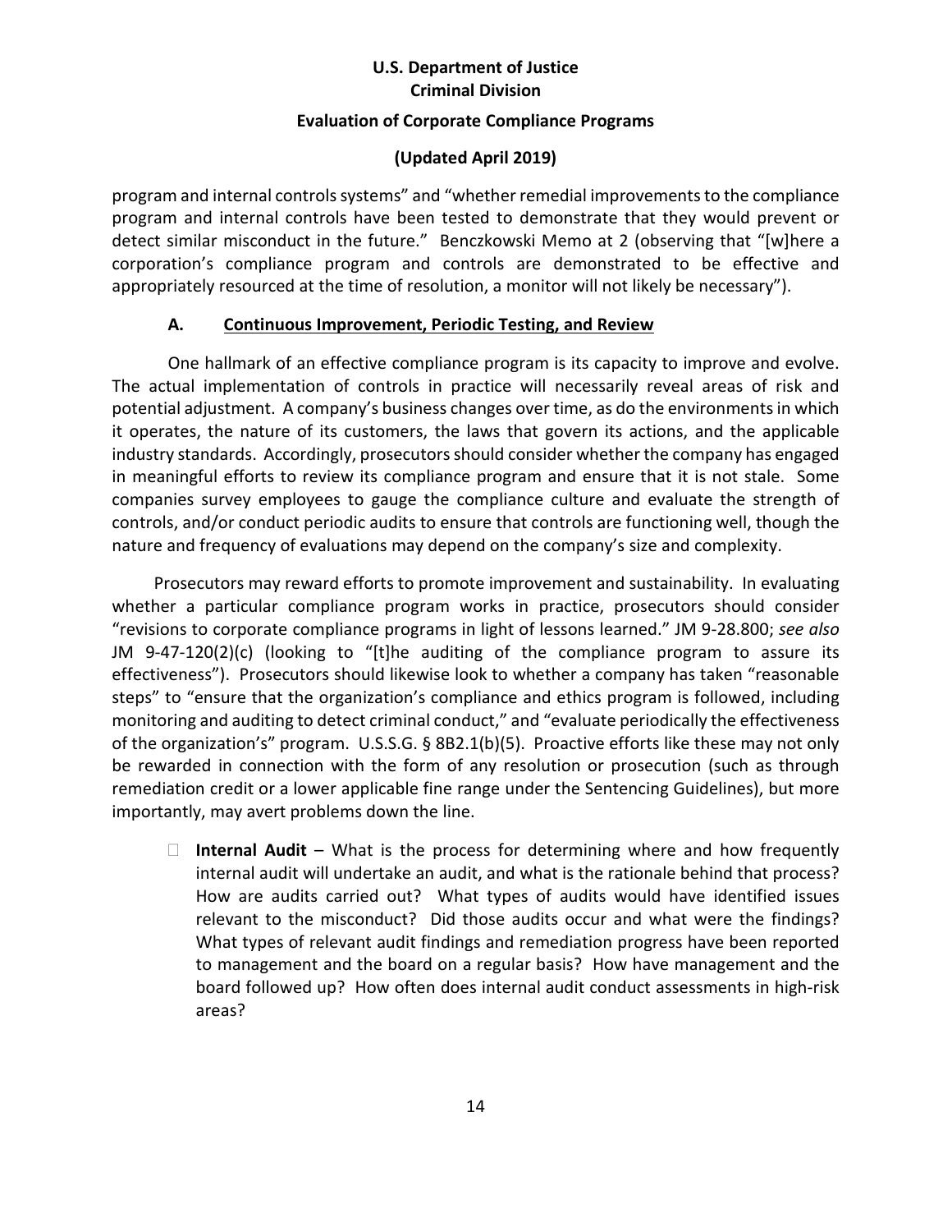program and internal controls systems" and "whether remedial improvements to the compliance program and internal controls have been tested to demonstrate that they would prevent or detect similar misconduct in the future." Benczkowski Memo at 2 (observing that "[w]here a corporation's compliance program and controls are demonstrated to be effective and appropriately resourced at the time of resolution, a monitor will not likely be necessary").

### A. Continuous Improvement, Periodic Testing, and Review

One hallmark of an effective compliance program is its capacity to improve and evolve. The actual implementation of controls in practice will necessarily reveal areas of risk and potential adjustment. A company's business changes over time, as do the environments in which it operates, the nature of its customers, the laws that govern its actions, and the applicable industry standards. Accordingly, prosecutors should consider whether the company has engaged in meaningful efforts to review its compliance program and ensure that it is not stale. Some companies survey employees to gauge the compliance culture and evaluate the strength of controls, and/or conduct periodic audits to ensure that controls are functioning well, though the nature and frequency of evaluations may depend on the company's size and complexity.

Prosecutors may reward efforts to promote improvement and sustainability. In evaluating whether a particular compliance program works in practice, prosecutors should consider "revisions to corporate compliance programs in light of lessons learned." JM 9-28.800; *see also* JM 9-47-120(2)(c) (looking to "[t]he auditing of the compliance program to assure its effectiveness"). Prosecutors should likewise look to whether a company has taken "reasonable steps" to "ensure that the organization's compliance and ethics program is followed, including monitoring and auditing to detect criminal conduct," and "evaluate periodically the effectiveness of the organization's" program. U.S.S.G. § 8B2.1(b)(5). Proactive efforts like these may not only be rewarded in connection with the form of any resolution or prosecution (such as through remediation credit or a lower applicable fine range under the Sentencing Guidelines), but more importantly, may avert problems down the line.

- **Internal Audit** – What is the process for determining where and how frequently internal audit will undertake an audit, and what is the rationale behind that process? How are audits carried out? What types of audits would have identified issues relevant to the misconduct? Did those audits occur and what were the findings? What types of relevant audit findings and remediation progress have been reported to management and the board on a regular basis? How have management and the board followed up? How often does internal audit conduct assessments in high-risk areas?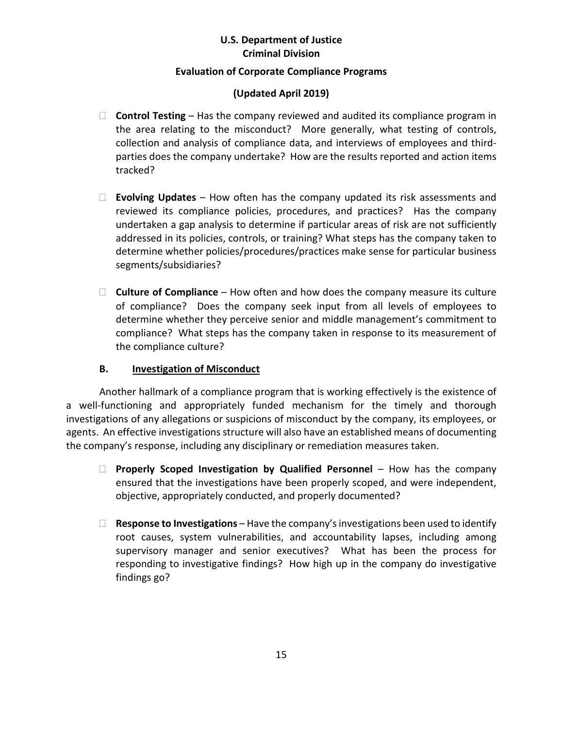- **Control Testing** – Has the company reviewed and audited its compliance program in the area relating to the misconduct? More generally, what testing of controls, collection and analysis of compliance data, and interviews of employees and third-parties does the company undertake? How are the results reported and action items tracked?

- **Evolving Updates** – How often has the company updated its risk assessments and reviewed its compliance policies, procedures, and practices? Has the company undertaken a gap analysis to determine if particular areas of risk are not sufficiently addressed in its policies, controls, or training? What steps has the company taken to determine whether policies/procedures/practices make sense for particular business segments/subsidiaries?

- **Culture of Compliance** – How often and how does the company measure its culture of compliance? Does the company seek input from all levels of employees to determine whether they perceive senior and middle management's commitment to compliance? What steps has the company taken in response to its measurement of the compliance culture?

### B. Investigation of Misconduct

Another hallmark of a compliance program that is working effectively is the existence of a well-functioning and appropriately funded mechanism for the timely and thorough investigations of any allegations or suspicions of misconduct by the company, its employees, or agents. An effective investigations structure will also have an established means of documenting the company's response, including any disciplinary or remediation measures taken.

- **Properly Scoped Investigation by Qualified Personnel** – How has the company ensured that the investigations have been properly scoped, and were independent, objective, appropriately conducted, and properly documented?

- **Response to Investigations** – Have the company's investigations been used to identify root causes, system vulnerabilities, and accountability lapses, including among supervisory manager and senior executives? What has been the process for responding to investigative findings? How high up in the company do investigative findings go?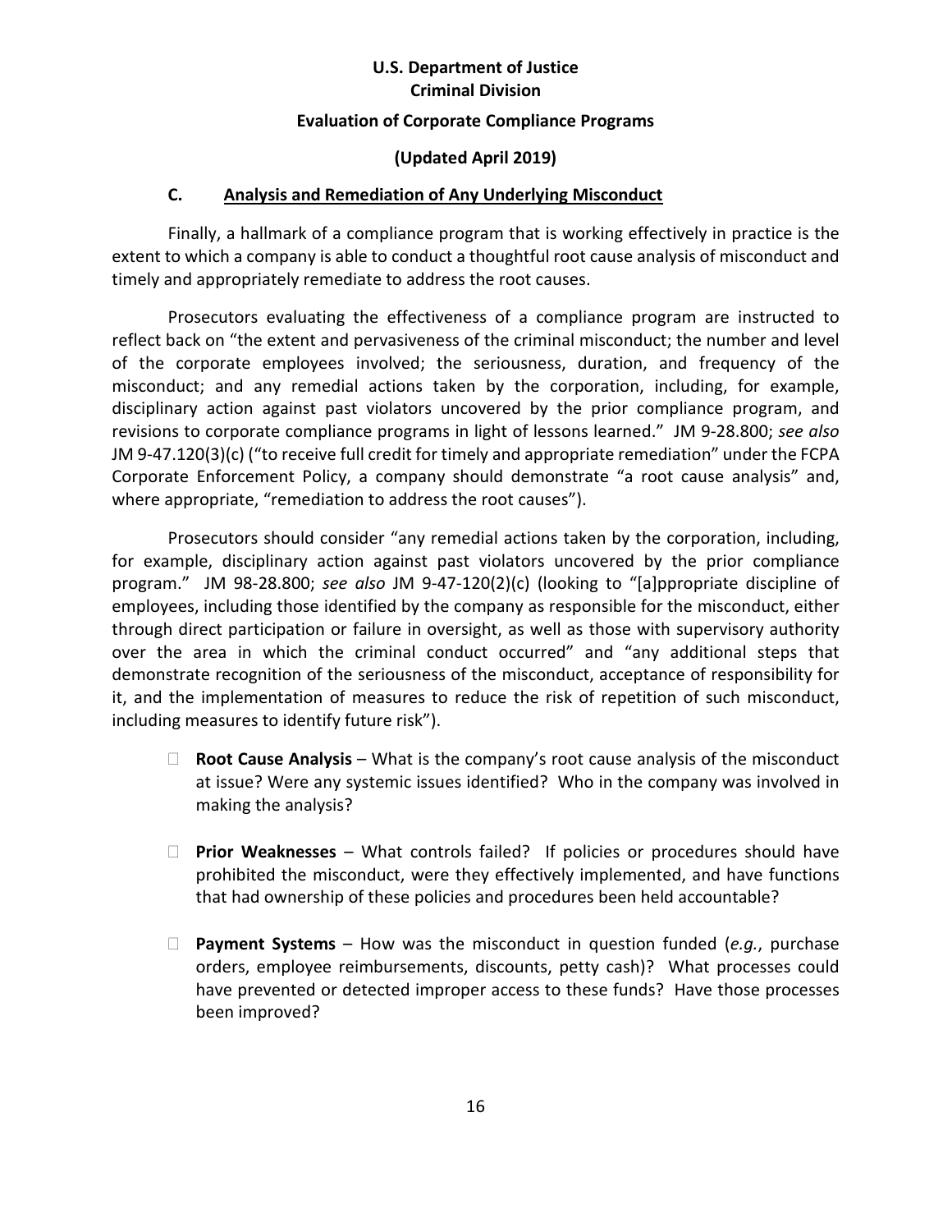### C. Analysis and Remediation of Any Underlying Misconduct

Finally, a hallmark of a compliance program that is working effectively in practice is the extent to which a company is able to conduct a thoughtful root cause analysis of misconduct and timely and appropriately remediate to address the root causes.

Prosecutors evaluating the effectiveness of a compliance program are instructed to reflect back on "the extent and pervasiveness of the criminal misconduct; the number and level of the corporate employees involved; the seriousness, duration, and frequency of the misconduct; and any remedial actions taken by the corporation, including, for example, disciplinary action against past violators uncovered by the prior compliance program, and revisions to corporate compliance programs in light of lessons learned." JM 9-28.800; *see also* JM 9-47.120(3)(c) ("to receive full credit for timely and appropriate remediation" under the FCPA Corporate Enforcement Policy, a company should demonstrate "a root cause analysis" and, where appropriate, "remediation to address the root causes").

Prosecutors should consider "any remedial actions taken by the corporation, including, for example, disciplinary action against past violators uncovered by the prior compliance program." JM 98-28.800; *see also* JM 9-47-120(2)(c) (looking to "[a]ppropriate discipline of employees, including those identified by the company as responsible for the misconduct, either through direct participation or failure in oversight, as well as those with supervisory authority over the area in which the criminal conduct occurred" and "any additional steps that demonstrate recognition of the seriousness of the misconduct, acceptance of responsibility for it, and the implementation of measures to reduce the risk of repetition of such misconduct, including measures to identify future risk").

- **Root Cause Analysis** – What is the company's root cause analysis of the misconduct at issue? Were any systemic issues identified? Who in the company was involved in making the analysis?

- **Prior Weaknesses** – What controls failed? If policies or procedures should have prohibited the misconduct, were they effectively implemented, and have functions that had ownership of these policies and procedures been held accountable?

- **Payment Systems** – How was the misconduct in question funded (*e.g.*, purchase orders, employee reimbursements, discounts, petty cash)? What processes could have prevented or detected improper access to these funds? Have those processes been improved?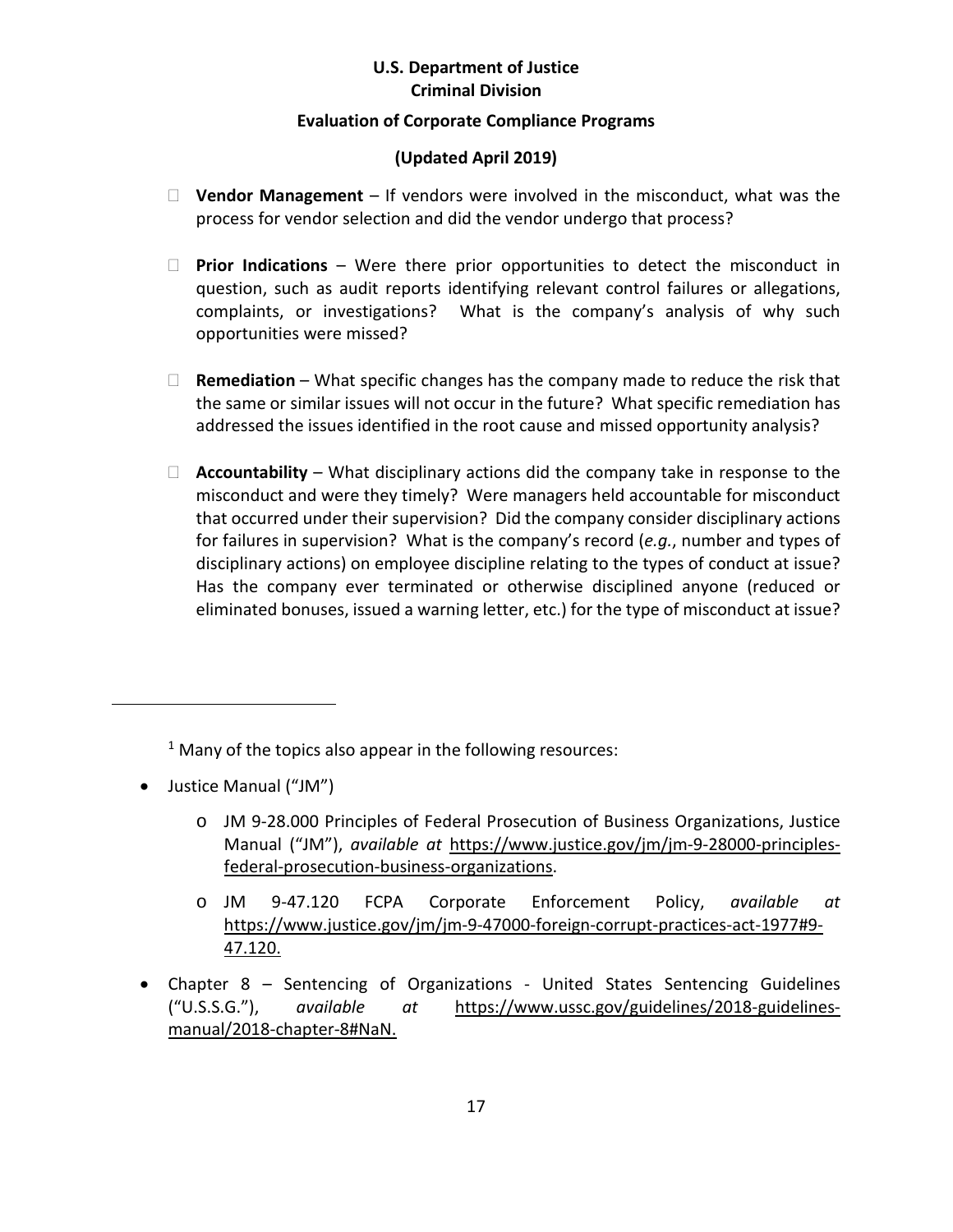- **Vendor Management** – If vendors were involved in the misconduct, what was the process for vendor selection and did the vendor undergo that process?

- **Prior Indications** – Were there prior opportunities to detect the misconduct in question, such as audit reports identifying relevant control failures or allegations, complaints, or investigations? What is the company's analysis of why such opportunities were missed?

- **Remediation** – What specific changes has the company made to reduce the risk that the same or similar issues will not occur in the future? What specific remediation has addressed the issues identified in the root cause and missed opportunity analysis?

- **Accountability** – What disciplinary actions did the company take in response to the misconduct and were they timely? Were managers held accountable for misconduct that occurred under their supervision? Did the company consider disciplinary actions for failures in supervision? What is the company's record (*e.g.*, number and types of disciplinary actions) on employee discipline relating to the types of conduct at issue? Has the company ever terminated or otherwise disciplined anyone (reduced or eliminated bonuses, issued a warning letter, etc.) for the type of misconduct at issue?

---

[1] Many of the topics also appear in the following resources:

- Justice Manual ("JM")
  - JM 9-28.000 Principles of Federal Prosecution of Business Organizations, Justice Manual ("JM"), *available at* https://www.justice.gov/jm/jm-9-28000-principles-federal-prosecution-business-organizations.
  - JM 9-47.120 FCPA Corporate Enforcement Policy, *available at* https://www.justice.gov/jm/jm-9-47000-foreign-corrupt-practices-act-1977#9-47.120.
- Chapter 8 – Sentencing of Organizations - United States Sentencing Guidelines ("U.S.S.G."), *available at* https://www.ussc.gov/guidelines/2018-guidelines-manual/2018-chapter-8#NaN.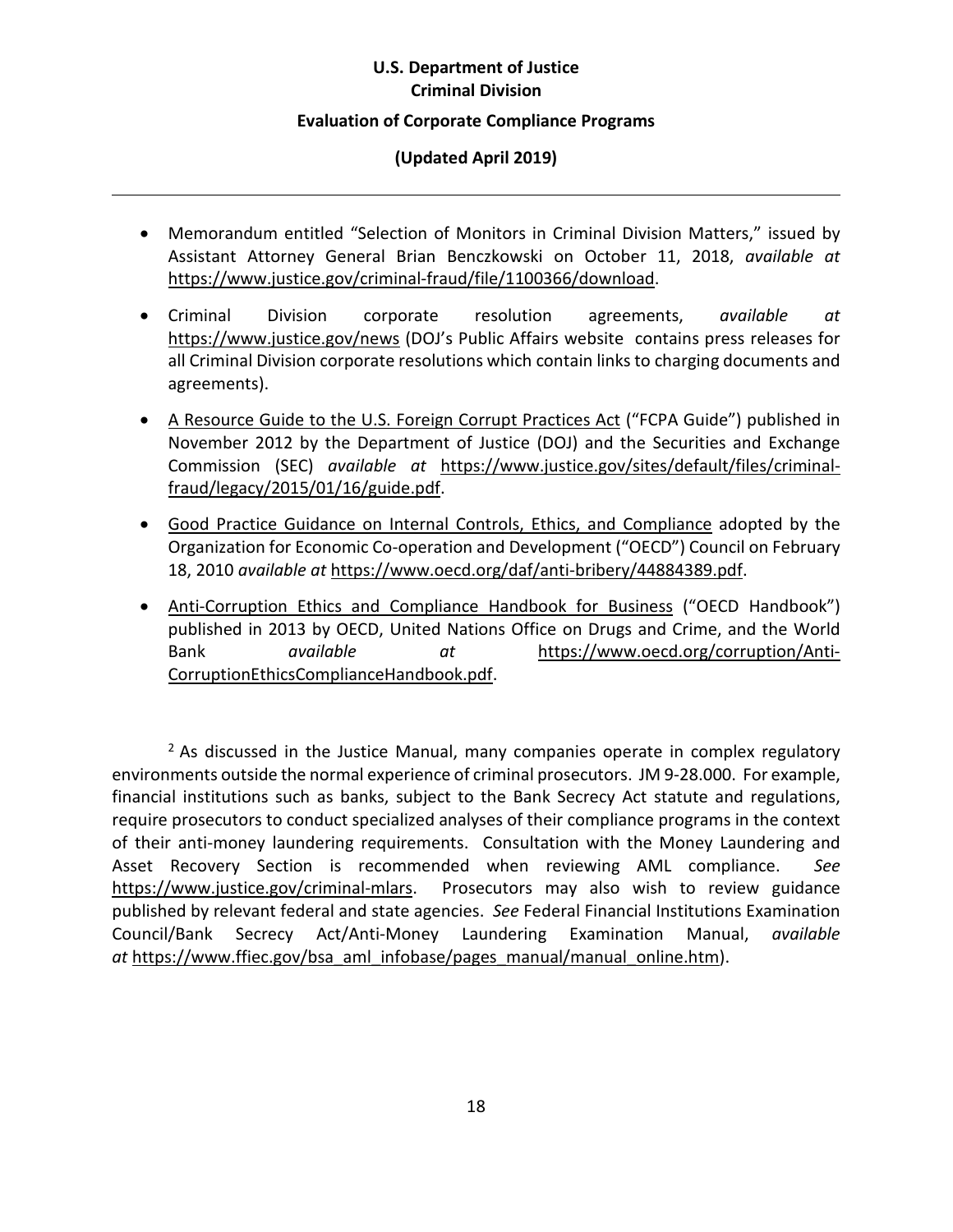- Memorandum entitled "Selection of Monitors in Criminal Division Matters," issued by Assistant Attorney General Brian Benczkowski on October 11, 2018, *available at* https://www.justice.gov/criminal-fraud/file/1100366/download.

- Criminal Division corporate resolution agreements, *available at* https://www.justice.gov/news (DOJ's Public Affairs website contains press releases for all Criminal Division corporate resolutions which contain links to charging documents and agreements).

- A Resource Guide to the U.S. Foreign Corrupt Practices Act ("FCPA Guide") published in November 2012 by the Department of Justice (DOJ) and the Securities and Exchange Commission (SEC) *available at* https://www.justice.gov/sites/default/files/criminal-fraud/legacy/2015/01/16/guide.pdf.

- Good Practice Guidance on Internal Controls, Ethics, and Compliance adopted by the Organization for Economic Co-operation and Development ("OECD") Council on February 18, 2010 *available at* https://www.oecd.org/daf/anti-bribery/44884389.pdf.

- Anti-Corruption Ethics and Compliance Handbook for Business ("OECD Handbook") published in 2013 by OECD, United Nations Office on Drugs and Crime, and the World Bank *available at* https://www.oecd.org/corruption/Anti-CorruptionEthicsComplianceHandbook.pdf.

[2] As discussed in the Justice Manual, many companies operate in complex regulatory environments outside the normal experience of criminal prosecutors. JM 9-28.000. For example, financial institutions such as banks, subject to the Bank Secrecy Act statute and regulations, require prosecutors to conduct specialized analyses of their compliance programs in the context of their anti-money laundering requirements. Consultation with the Money Laundering and Asset Recovery Section is recommended when reviewing AML compliance. *See* https://www.justice.gov/criminal-mlars. Prosecutors may also wish to review guidance published by relevant federal and state agencies. *See* Federal Financial Institutions Examination Council/Bank Secrecy Act/Anti-Money Laundering Examination Manual, *available at* https://www.ffiec.gov/bsa_aml_infobase/pages_manual/manual_online.htm).